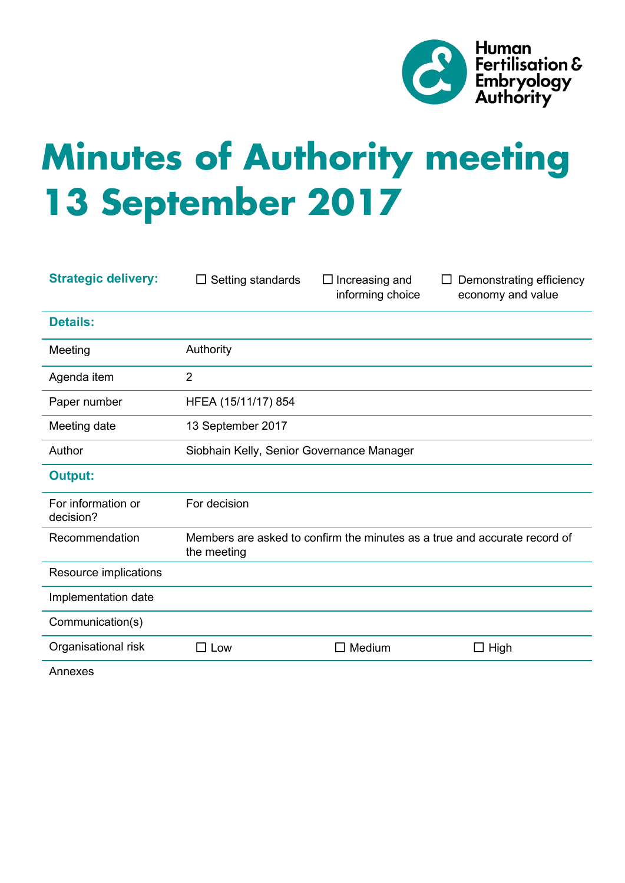Human Fertilisation & Embryology Authority

# Minutes of Authority meeting 13 September 2017

| | | | |
|---|---|---|---|
| **Strategic delivery:** | ☐ Setting standards | ☐ Increasing and informing choice | ☐ Demonstrating efficiency economy and value |
| **Details:** | | | |
| Meeting | Authority | | |
| Agenda item | 2 | | |
| Paper number | HFEA (15/11/17) 854 | | |
| Meeting date | 13 September 2017 | | |
| Author | Siobhain Kelly, Senior Governance Manager | | |
| **Output:** | | | |
| For information or decision? | For decision | | |
| Recommendation | Members are asked to confirm the minutes as a true and accurate record of the meeting | | |
| Resource implications | | | |
| Implementation date | | | |
| Communication(s) | | | |
| Organisational risk | ☐ Low | ☐ Medium | ☐ High |
| Annexes | | | |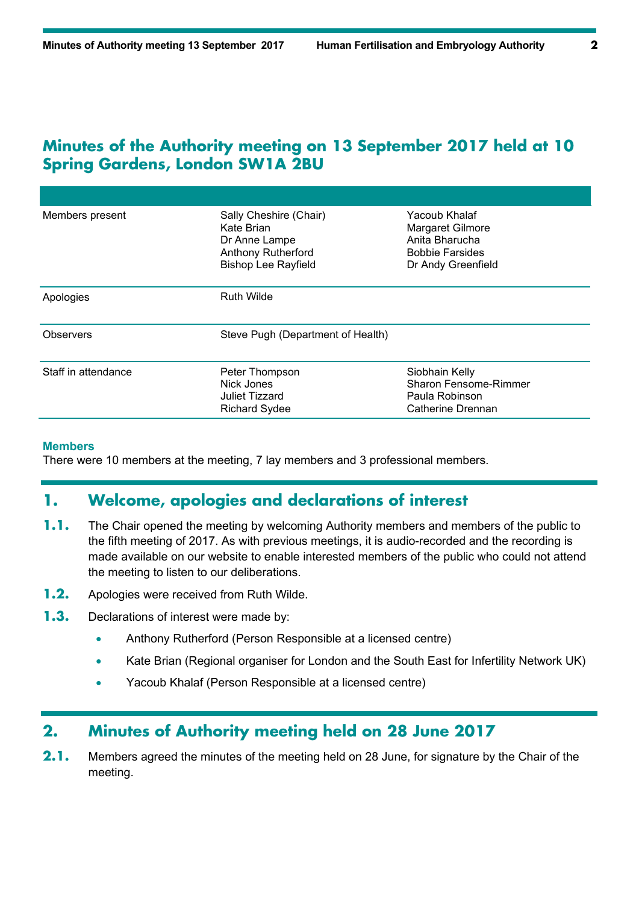# Minutes of the Authority meeting on 13 September 2017 held at 10 Spring Gardens, London SW1A 2BU

| | | |
|---|---|---|
| Members present | Sally Cheshire (Chair)<br>Kate Brian<br>Dr Anne Lampe<br>Anthony Rutherford<br>Bishop Lee Rayfield | Yacoub Khalaf<br>Margaret Gilmore<br>Anita Bharucha<br>Bobbie Farsides<br>Dr Andy Greenfield |
| Apologies | Ruth Wilde | |
| Observers | Steve Pugh (Department of Health) | |
| Staff in attendance | Peter Thompson<br>Nick Jones<br>Juliet Tizzard<br>Richard Sydee | Siobhain Kelly<br>Sharon Fensome-Rimmer<br>Paula Robinson<br>Catherine Drennan |

### Members

There were 10 members at the meeting, 7 lay members and 3 professional members.

## 1. Welcome, apologies and declarations of interest

**1.1.** The Chair opened the meeting by welcoming Authority members and members of the public to the fifth meeting of 2017. As with previous meetings, it is audio-recorded and the recording is made available on our website to enable interested members of the public who could not attend the meeting to listen to our deliberations.

**1.2.** Apologies were received from Ruth Wilde.

**1.3.** Declarations of interest were made by:

- Anthony Rutherford (Person Responsible at a licensed centre)
- Kate Brian (Regional organiser for London and the South East for Infertility Network UK)
- Yacoub Khalaf (Person Responsible at a licensed centre)

## 2. Minutes of Authority meeting held on 28 June 2017

**2.1.** Members agreed the minutes of the meeting held on 28 June, for signature by the Chair of the meeting.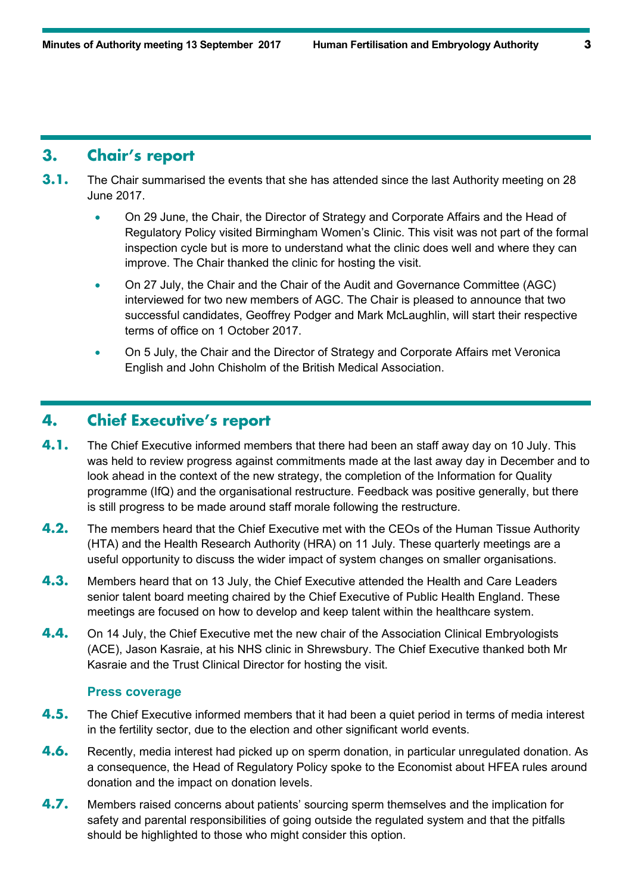## 3. Chair's report

**3.1.** The Chair summarised the events that she has attended since the last Authority meeting on 28 June 2017.

- On 29 June, the Chair, the Director of Strategy and Corporate Affairs and the Head of Regulatory Policy visited Birmingham Women's Clinic. This visit was not part of the formal inspection cycle but is more to understand what the clinic does well and where they can improve. The Chair thanked the clinic for hosting the visit.
- On 27 July, the Chair and the Chair of the Audit and Governance Committee (AGC) interviewed for two new members of AGC. The Chair is pleased to announce that two successful candidates, Geoffrey Podger and Mark McLaughlin, will start their respective terms of office on 1 October 2017.
- On 5 July, the Chair and the Director of Strategy and Corporate Affairs met Veronica English and John Chisholm of the British Medical Association.

## 4. Chief Executive's report

**4.1.** The Chief Executive informed members that there had been an staff away day on 10 July. This was held to review progress against commitments made at the last away day in December and to look ahead in the context of the new strategy, the completion of the Information for Quality programme (IfQ) and the organisational restructure. Feedback was positive generally, but there is still progress to be made around staff morale following the restructure.

**4.2.** The members heard that the Chief Executive met with the CEOs of the Human Tissue Authority (HTA) and the Health Research Authority (HRA) on 11 July. These quarterly meetings are a useful opportunity to discuss the wider impact of system changes on smaller organisations.

**4.3.** Members heard that on 13 July, the Chief Executive attended the Health and Care Leaders senior talent board meeting chaired by the Chief Executive of Public Health England. These meetings are focused on how to develop and keep talent within the healthcare system.

**4.4.** On 14 July, the Chief Executive met the new chair of the Association Clinical Embryologists (ACE), Jason Kasraie, at his NHS clinic in Shrewsbury. The Chief Executive thanked both Mr Kasraie and the Trust Clinical Director for hosting the visit.

### Press coverage

**4.5.** The Chief Executive informed members that it had been a quiet period in terms of media interest in the fertility sector, due to the election and other significant world events.

**4.6.** Recently, media interest had picked up on sperm donation, in particular unregulated donation. As a consequence, the Head of Regulatory Policy spoke to the Economist about HFEA rules around donation and the impact on donation levels.

**4.7.** Members raised concerns about patients' sourcing sperm themselves and the implication for safety and parental responsibilities of going outside the regulated system and that the pitfalls should be highlighted to those who might consider this option.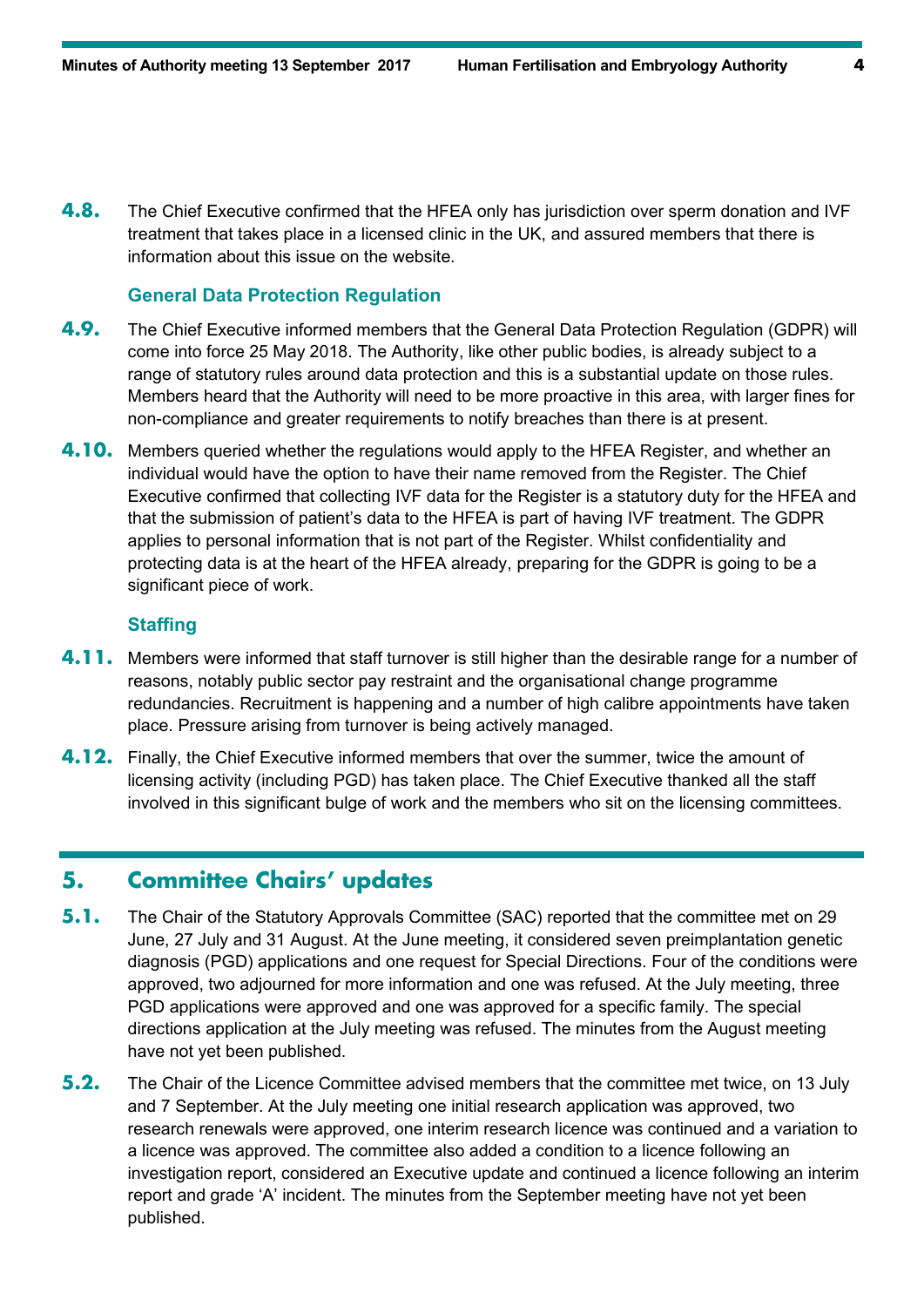**4.8.** The Chief Executive confirmed that the HFEA only has jurisdiction over sperm donation and IVF treatment that takes place in a licensed clinic in the UK, and assured members that there is information about this issue on the website.

### General Data Protection Regulation

**4.9.** The Chief Executive informed members that the General Data Protection Regulation (GDPR) will come into force 25 May 2018. The Authority, like other public bodies, is already subject to a range of statutory rules around data protection and this is a substantial update on those rules. Members heard that the Authority will need to be more proactive in this area, with larger fines for non-compliance and greater requirements to notify breaches than there is at present.

**4.10.** Members queried whether the regulations would apply to the HFEA Register, and whether an individual would have the option to have their name removed from the Register. The Chief Executive confirmed that collecting IVF data for the Register is a statutory duty for the HFEA and that the submission of patient's data to the HFEA is part of having IVF treatment. The GDPR applies to personal information that is not part of the Register. Whilst confidentiality and protecting data is at the heart of the HFEA already, preparing for the GDPR is going to be a significant piece of work.

### Staffing

**4.11.** Members were informed that staff turnover is still higher than the desirable range for a number of reasons, notably public sector pay restraint and the organisational change programme redundancies. Recruitment is happening and a number of high calibre appointments have taken place. Pressure arising from turnover is being actively managed.

**4.12.** Finally, the Chief Executive informed members that over the summer, twice the amount of licensing activity (including PGD) has taken place. The Chief Executive thanked all the staff involved in this significant bulge of work and the members who sit on the licensing committees.

## 5. Committee Chairs' updates

**5.1.** The Chair of the Statutory Approvals Committee (SAC) reported that the committee met on 29 June, 27 July and 31 August. At the June meeting, it considered seven preimplantation genetic diagnosis (PGD) applications and one request for Special Directions. Four of the conditions were approved, two adjourned for more information and one was refused. At the July meeting, three PGD applications were approved and one was approved for a specific family. The special directions application at the July meeting was refused. The minutes from the August meeting have not yet been published.

**5.2.** The Chair of the Licence Committee advised members that the committee met twice, on 13 July and 7 September. At the July meeting one initial research application was approved, two research renewals were approved, one interim research licence was continued and a variation to a licence was approved. The committee also added a condition to a licence following an investigation report, considered an Executive update and continued a licence following an interim report and grade 'A' incident. The minutes from the September meeting have not yet been published.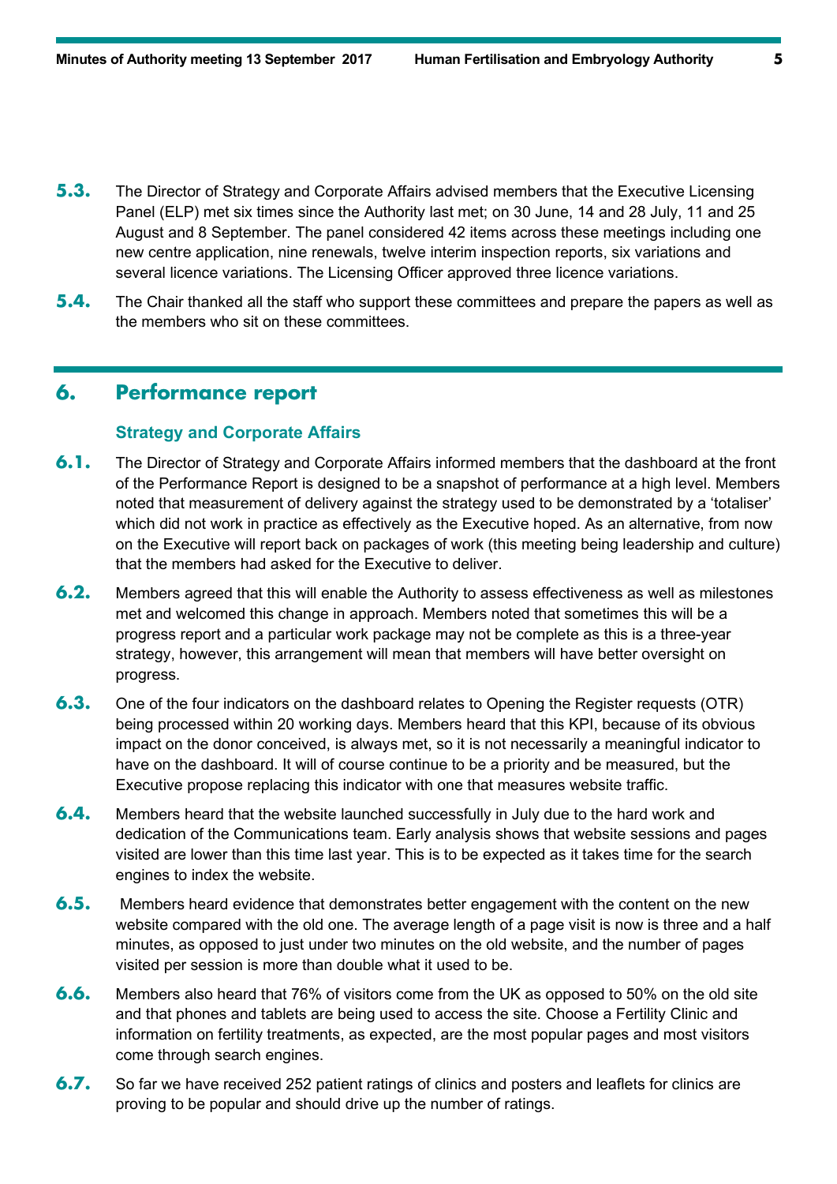**5.3.** The Director of Strategy and Corporate Affairs advised members that the Executive Licensing Panel (ELP) met six times since the Authority last met; on 30 June, 14 and 28 July, 11 and 25 August and 8 September. The panel considered 42 items across these meetings including one new centre application, nine renewals, twelve interim inspection reports, six variations and several licence variations. The Licensing Officer approved three licence variations.

**5.4.** The Chair thanked all the staff who support these committees and prepare the papers as well as the members who sit on these committees.

## 6. Performance report

### Strategy and Corporate Affairs

**6.1.** The Director of Strategy and Corporate Affairs informed members that the dashboard at the front of the Performance Report is designed to be a snapshot of performance at a high level. Members noted that measurement of delivery against the strategy used to be demonstrated by a 'totaliser' which did not work in practice as effectively as the Executive hoped. As an alternative, from now on the Executive will report back on packages of work (this meeting being leadership and culture) that the members had asked for the Executive to deliver.

**6.2.** Members agreed that this will enable the Authority to assess effectiveness as well as milestones met and welcomed this change in approach. Members noted that sometimes this will be a progress report and a particular work package may not be complete as this is a three-year strategy, however, this arrangement will mean that members will have better oversight on progress.

**6.3.** One of the four indicators on the dashboard relates to Opening the Register requests (OTR) being processed within 20 working days. Members heard that this KPI, because of its obvious impact on the donor conceived, is always met, so it is not necessarily a meaningful indicator to have on the dashboard. It will of course continue to be a priority and be measured, but the Executive propose replacing this indicator with one that measures website traffic.

**6.4.** Members heard that the website launched successfully in July due to the hard work and dedication of the Communications team. Early analysis shows that website sessions and pages visited are lower than this time last year. This is to be expected as it takes time for the search engines to index the website.

**6.5.** Members heard evidence that demonstrates better engagement with the content on the new website compared with the old one. The average length of a page visit is now is three and a half minutes, as opposed to just under two minutes on the old website, and the number of pages visited per session is more than double what it used to be.

**6.6.** Members also heard that 76% of visitors come from the UK as opposed to 50% on the old site and that phones and tablets are being used to access the site. Choose a Fertility Clinic and information on fertility treatments, as expected, are the most popular pages and most visitors come through search engines.

**6.7.** So far we have received 252 patient ratings of clinics and posters and leaflets for clinics are proving to be popular and should drive up the number of ratings.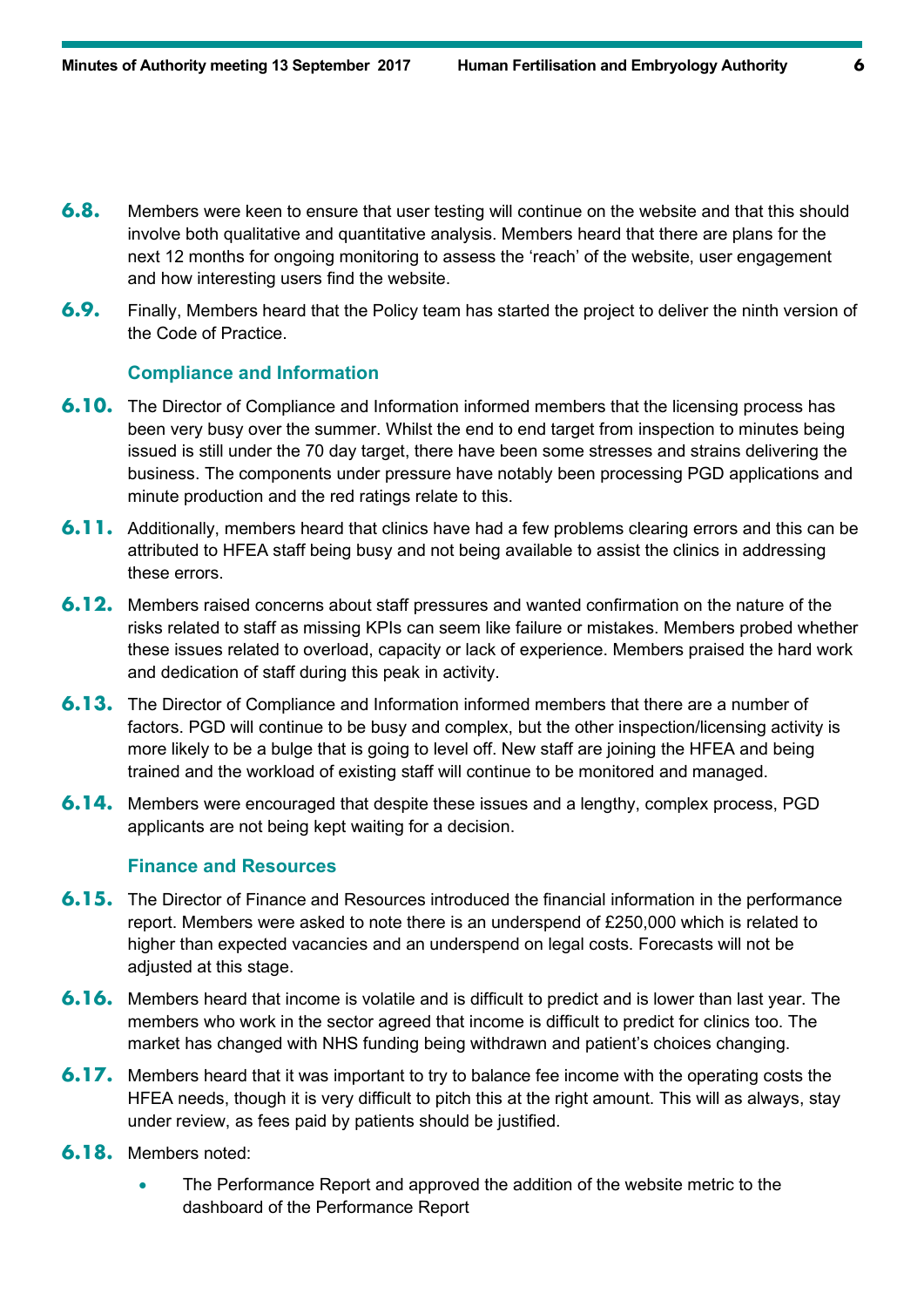**6.8.** Members were keen to ensure that user testing will continue on the website and that this should involve both qualitative and quantitative analysis. Members heard that there are plans for the next 12 months for ongoing monitoring to assess the ‘reach’ of the website, user engagement and how interesting users find the website.

**6.9.** Finally, Members heard that the Policy team has started the project to deliver the ninth version of the Code of Practice.

### Compliance and Information

**6.10.** The Director of Compliance and Information informed members that the licensing process has been very busy over the summer. Whilst the end to end target from inspection to minutes being issued is still under the 70 day target, there have been some stresses and strains delivering the business. The components under pressure have notably been processing PGD applications and minute production and the red ratings relate to this.

**6.11.** Additionally, members heard that clinics have had a few problems clearing errors and this can be attributed to HFEA staff being busy and not being available to assist the clinics in addressing these errors.

**6.12.** Members raised concerns about staff pressures and wanted confirmation on the nature of the risks related to staff as missing KPIs can seem like failure or mistakes. Members probed whether these issues related to overload, capacity or lack of experience. Members praised the hard work and dedication of staff during this peak in activity.

**6.13.** The Director of Compliance and Information informed members that there are a number of factors. PGD will continue to be busy and complex, but the other inspection/licensing activity is more likely to be a bulge that is going to level off. New staff are joining the HFEA and being trained and the workload of existing staff will continue to be monitored and managed.

**6.14.** Members were encouraged that despite these issues and a lengthy, complex process, PGD applicants are not being kept waiting for a decision.

### Finance and Resources

**6.15.** The Director of Finance and Resources introduced the financial information in the performance report. Members were asked to note there is an underspend of £250,000 which is related to higher than expected vacancies and an underspend on legal costs. Forecasts will not be adjusted at this stage.

**6.16.** Members heard that income is volatile and is difficult to predict and is lower than last year. The members who work in the sector agreed that income is difficult to predict for clinics too. The market has changed with NHS funding being withdrawn and patient’s choices changing.

**6.17.** Members heard that it was important to try to balance fee income with the operating costs the HFEA needs, though it is very difficult to pitch this at the right amount. This will as always, stay under review, as fees paid by patients should be justified.

**6.18.** Members noted:

- The Performance Report and approved the addition of the website metric to the dashboard of the Performance Report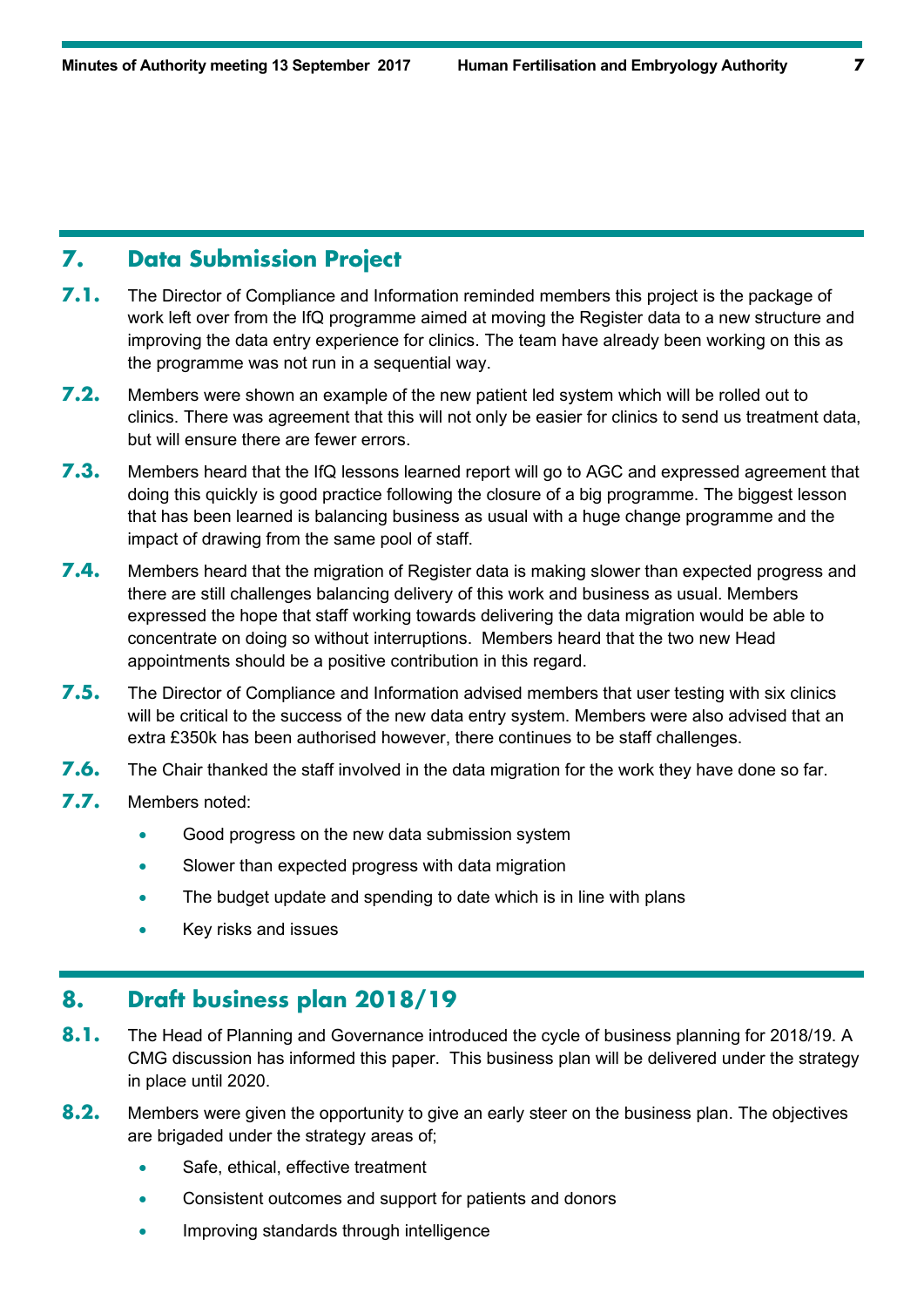## 7. Data Submission Project

**7.1.** The Director of Compliance and Information reminded members this project is the package of work left over from the IfQ programme aimed at moving the Register data to a new structure and improving the data entry experience for clinics. The team have already been working on this as the programme was not run in a sequential way.

**7.2.** Members were shown an example of the new patient led system which will be rolled out to clinics. There was agreement that this will not only be easier for clinics to send us treatment data, but will ensure there are fewer errors.

**7.3.** Members heard that the IfQ lessons learned report will go to AGC and expressed agreement that doing this quickly is good practice following the closure of a big programme. The biggest lesson that has been learned is balancing business as usual with a huge change programme and the impact of drawing from the same pool of staff.

**7.4.** Members heard that the migration of Register data is making slower than expected progress and there are still challenges balancing delivery of this work and business as usual. Members expressed the hope that staff working towards delivering the data migration would be able to concentrate on doing so without interruptions. Members heard that the two new Head appointments should be a positive contribution in this regard.

**7.5.** The Director of Compliance and Information advised members that user testing with six clinics will be critical to the success of the new data entry system. Members were also advised that an extra £350k has been authorised however, there continues to be staff challenges.

**7.6.** The Chair thanked the staff involved in the data migration for the work they have done so far.

**7.7.** Members noted:

- Good progress on the new data submission system
- Slower than expected progress with data migration
- The budget update and spending to date which is in line with plans
- Key risks and issues

## 8. Draft business plan 2018/19

**8.1.** The Head of Planning and Governance introduced the cycle of business planning for 2018/19. A CMG discussion has informed this paper. This business plan will be delivered under the strategy in place until 2020.

**8.2.** Members were given the opportunity to give an early steer on the business plan. The objectives are brigaded under the strategy areas of;

- Safe, ethical, effective treatment
- Consistent outcomes and support for patients and donors
- Improving standards through intelligence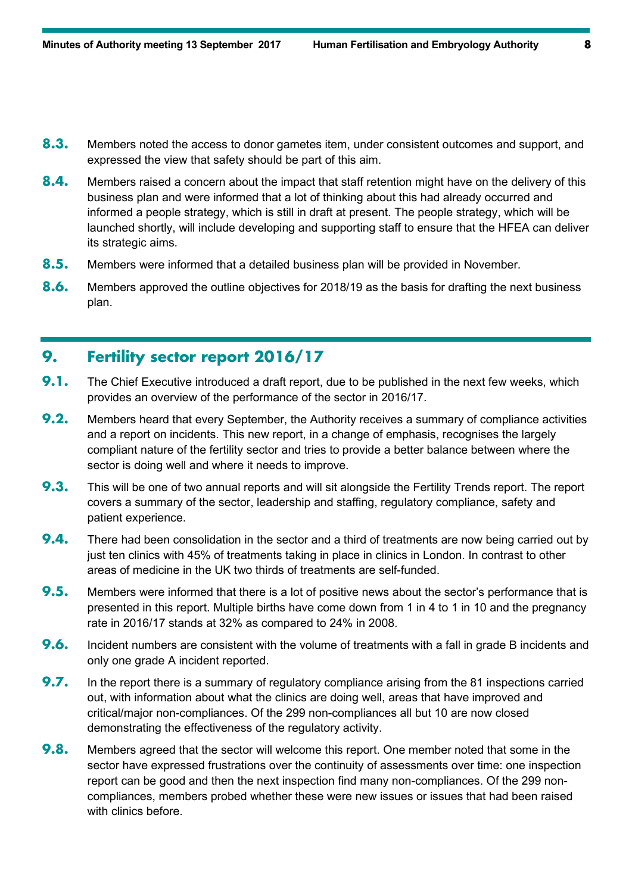**8.3.** Members noted the access to donor gametes item, under consistent outcomes and support, and expressed the view that safety should be part of this aim.

**8.4.** Members raised a concern about the impact that staff retention might have on the delivery of this business plan and were informed that a lot of thinking about this had already occurred and informed a people strategy, which is still in draft at present. The people strategy, which will be launched shortly, will include developing and supporting staff to ensure that the HFEA can deliver its strategic aims.

**8.5.** Members were informed that a detailed business plan will be provided in November.

**8.6.** Members approved the outline objectives for 2018/19 as the basis for drafting the next business plan.

## 9. Fertility sector report 2016/17

**9.1.** The Chief Executive introduced a draft report, due to be published in the next few weeks, which provides an overview of the performance of the sector in 2016/17.

**9.2.** Members heard that every September, the Authority receives a summary of compliance activities and a report on incidents. This new report, in a change of emphasis, recognises the largely compliant nature of the fertility sector and tries to provide a better balance between where the sector is doing well and where it needs to improve.

**9.3.** This will be one of two annual reports and will sit alongside the Fertility Trends report. The report covers a summary of the sector, leadership and staffing, regulatory compliance, safety and patient experience.

**9.4.** There had been consolidation in the sector and a third of treatments are now being carried out by just ten clinics with 45% of treatments taking in place in clinics in London. In contrast to other areas of medicine in the UK two thirds of treatments are self-funded.

**9.5.** Members were informed that there is a lot of positive news about the sector's performance that is presented in this report. Multiple births have come down from 1 in 4 to 1 in 10 and the pregnancy rate in 2016/17 stands at 32% as compared to 24% in 2008.

**9.6.** Incident numbers are consistent with the volume of treatments with a fall in grade B incidents and only one grade A incident reported.

**9.7.** In the report there is a summary of regulatory compliance arising from the 81 inspections carried out, with information about what the clinics are doing well, areas that have improved and critical/major non-compliances. Of the 299 non-compliances all but 10 are now closed demonstrating the effectiveness of the regulatory activity.

**9.8.** Members agreed that the sector will welcome this report. One member noted that some in the sector have expressed frustrations over the continuity of assessments over time: one inspection report can be good and then the next inspection find many non-compliances. Of the 299 non-compliances, members probed whether these were new issues or issues that had been raised with clinics before.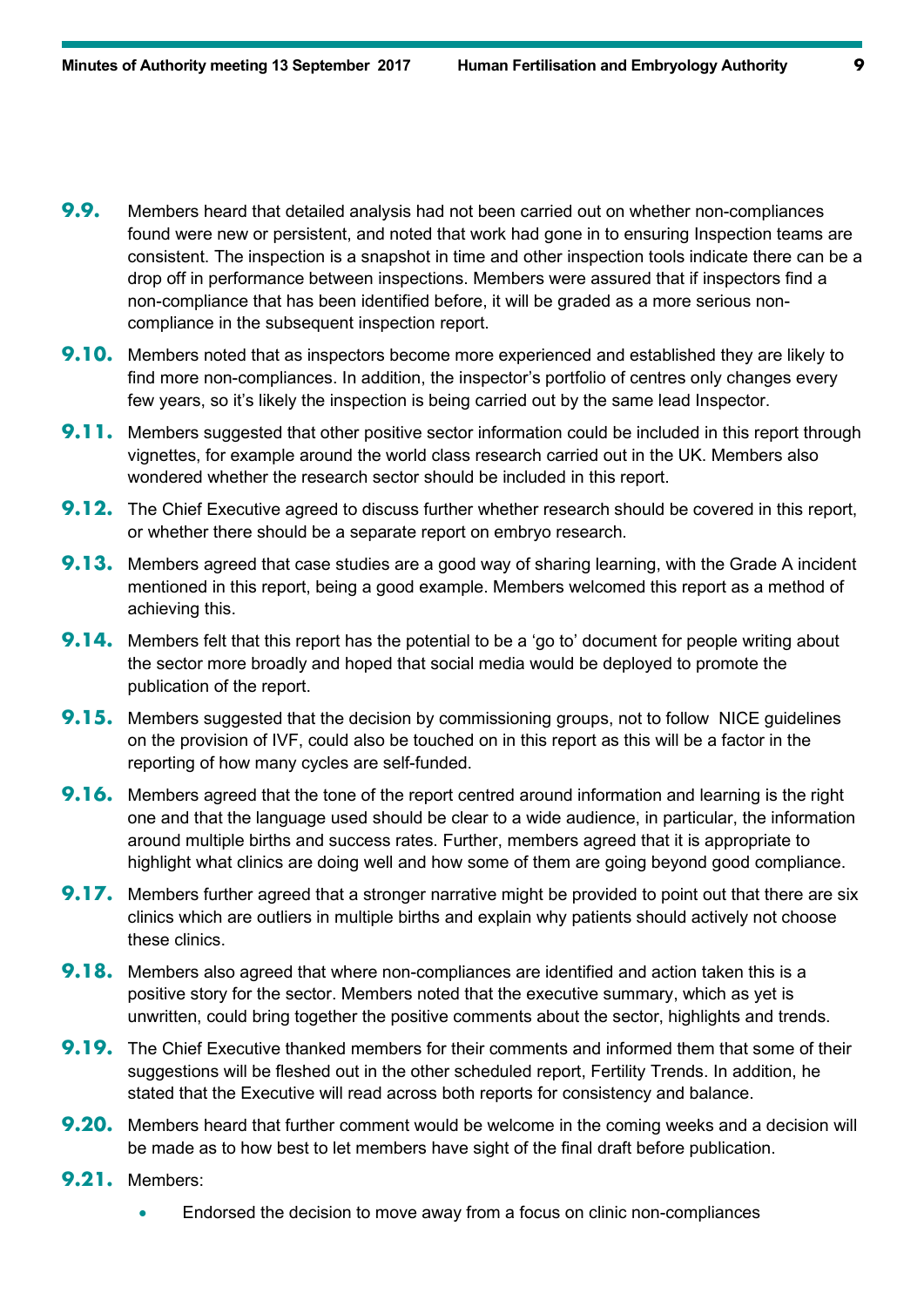**9.9.** Members heard that detailed analysis had not been carried out on whether non-compliances found were new or persistent, and noted that work had gone in to ensuring Inspection teams are consistent. The inspection is a snapshot in time and other inspection tools indicate there can be a drop off in performance between inspections. Members were assured that if inspectors find a non-compliance that has been identified before, it will be graded as a more serious non-compliance in the subsequent inspection report.

**9.10.** Members noted that as inspectors become more experienced and established they are likely to find more non-compliances. In addition, the inspector's portfolio of centres only changes every few years, so it's likely the inspection is being carried out by the same lead Inspector.

**9.11.** Members suggested that other positive sector information could be included in this report through vignettes, for example around the world class research carried out in the UK. Members also wondered whether the research sector should be included in this report.

**9.12.** The Chief Executive agreed to discuss further whether research should be covered in this report, or whether there should be a separate report on embryo research.

**9.13.** Members agreed that case studies are a good way of sharing learning, with the Grade A incident mentioned in this report, being a good example. Members welcomed this report as a method of achieving this.

**9.14.** Members felt that this report has the potential to be a 'go to' document for people writing about the sector more broadly and hoped that social media would be deployed to promote the publication of the report.

**9.15.** Members suggested that the decision by commissioning groups, not to follow NICE guidelines on the provision of IVF, could also be touched on in this report as this will be a factor in the reporting of how many cycles are self-funded.

**9.16.** Members agreed that the tone of the report centred around information and learning is the right one and that the language used should be clear to a wide audience, in particular, the information around multiple births and success rates. Further, members agreed that it is appropriate to highlight what clinics are doing well and how some of them are going beyond good compliance.

**9.17.** Members further agreed that a stronger narrative might be provided to point out that there are six clinics which are outliers in multiple births and explain why patients should actively not choose these clinics.

**9.18.** Members also agreed that where non-compliances are identified and action taken this is a positive story for the sector. Members noted that the executive summary, which as yet is unwritten, could bring together the positive comments about the sector, highlights and trends.

**9.19.** The Chief Executive thanked members for their comments and informed them that some of their suggestions will be fleshed out in the other scheduled report, Fertility Trends. In addition, he stated that the Executive will read across both reports for consistency and balance.

**9.20.** Members heard that further comment would be welcome in the coming weeks and a decision will be made as to how best to let members have sight of the final draft before publication.

**9.21.** Members:

- Endorsed the decision to move away from a focus on clinic non-compliances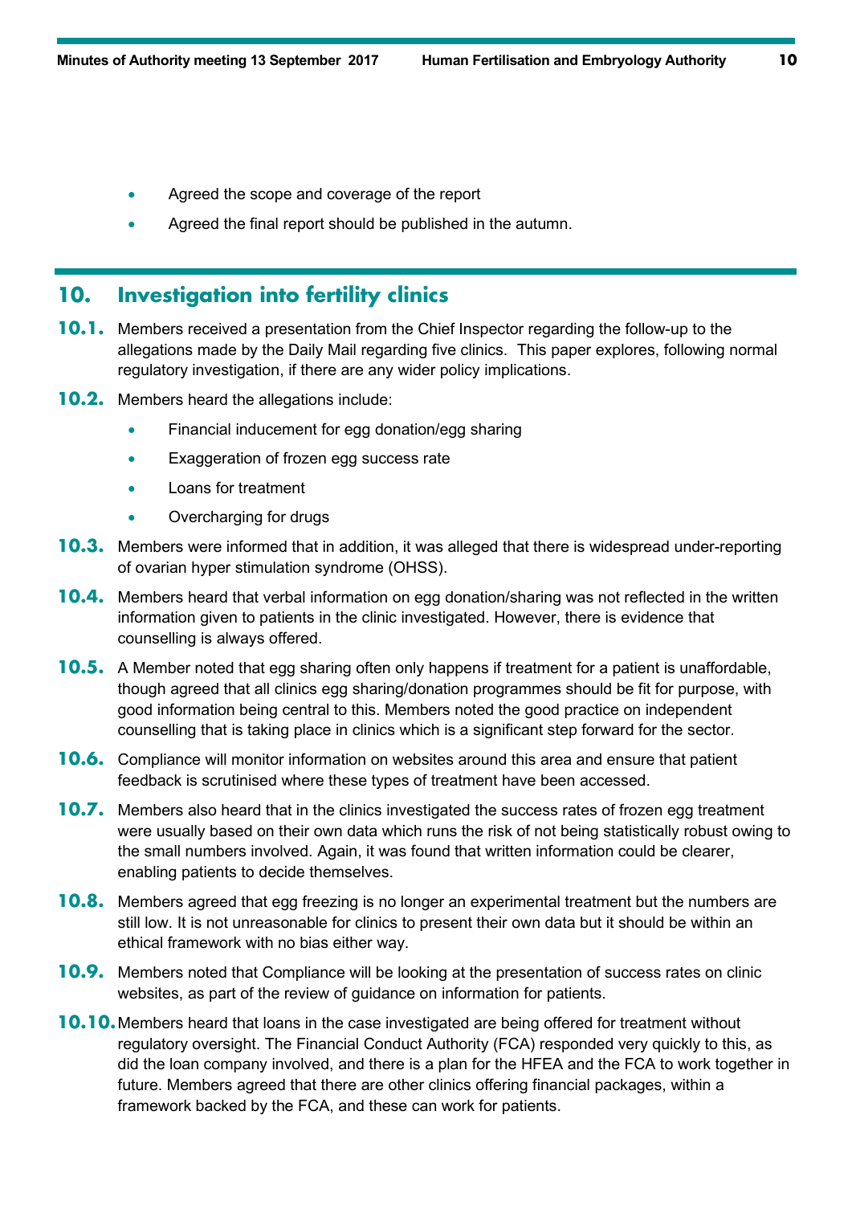- Agreed the scope and coverage of the report
- Agreed the final report should be published in the autumn.

## 10. Investigation into fertility clinics

**10.1.** Members received a presentation from the Chief Inspector regarding the follow-up to the allegations made by the Daily Mail regarding five clinics. This paper explores, following normal regulatory investigation, if there are any wider policy implications.

**10.2.** Members heard the allegations include:

- Financial inducement for egg donation/egg sharing
- Exaggeration of frozen egg success rate
- Loans for treatment
- Overcharging for drugs

**10.3.** Members were informed that in addition, it was alleged that there is widespread under-reporting of ovarian hyper stimulation syndrome (OHSS).

**10.4.** Members heard that verbal information on egg donation/sharing was not reflected in the written information given to patients in the clinic investigated. However, there is evidence that counselling is always offered.

**10.5.** A Member noted that egg sharing often only happens if treatment for a patient is unaffordable, though agreed that all clinics egg sharing/donation programmes should be fit for purpose, with good information being central to this. Members noted the good practice on independent counselling that is taking place in clinics which is a significant step forward for the sector.

**10.6.** Compliance will monitor information on websites around this area and ensure that patient feedback is scrutinised where these types of treatment have been accessed.

**10.7.** Members also heard that in the clinics investigated the success rates of frozen egg treatment were usually based on their own data which runs the risk of not being statistically robust owing to the small numbers involved. Again, it was found that written information could be clearer, enabling patients to decide themselves.

**10.8.** Members agreed that egg freezing is no longer an experimental treatment but the numbers are still low. It is not unreasonable for clinics to present their own data but it should be within an ethical framework with no bias either way.

**10.9.** Members noted that Compliance will be looking at the presentation of success rates on clinic websites, as part of the review of guidance on information for patients.

**10.10.** Members heard that loans in the case investigated are being offered for treatment without regulatory oversight. The Financial Conduct Authority (FCA) responded very quickly to this, as did the loan company involved, and there is a plan for the HFEA and the FCA to work together in future. Members agreed that there are other clinics offering financial packages, within a framework backed by the FCA, and these can work for patients.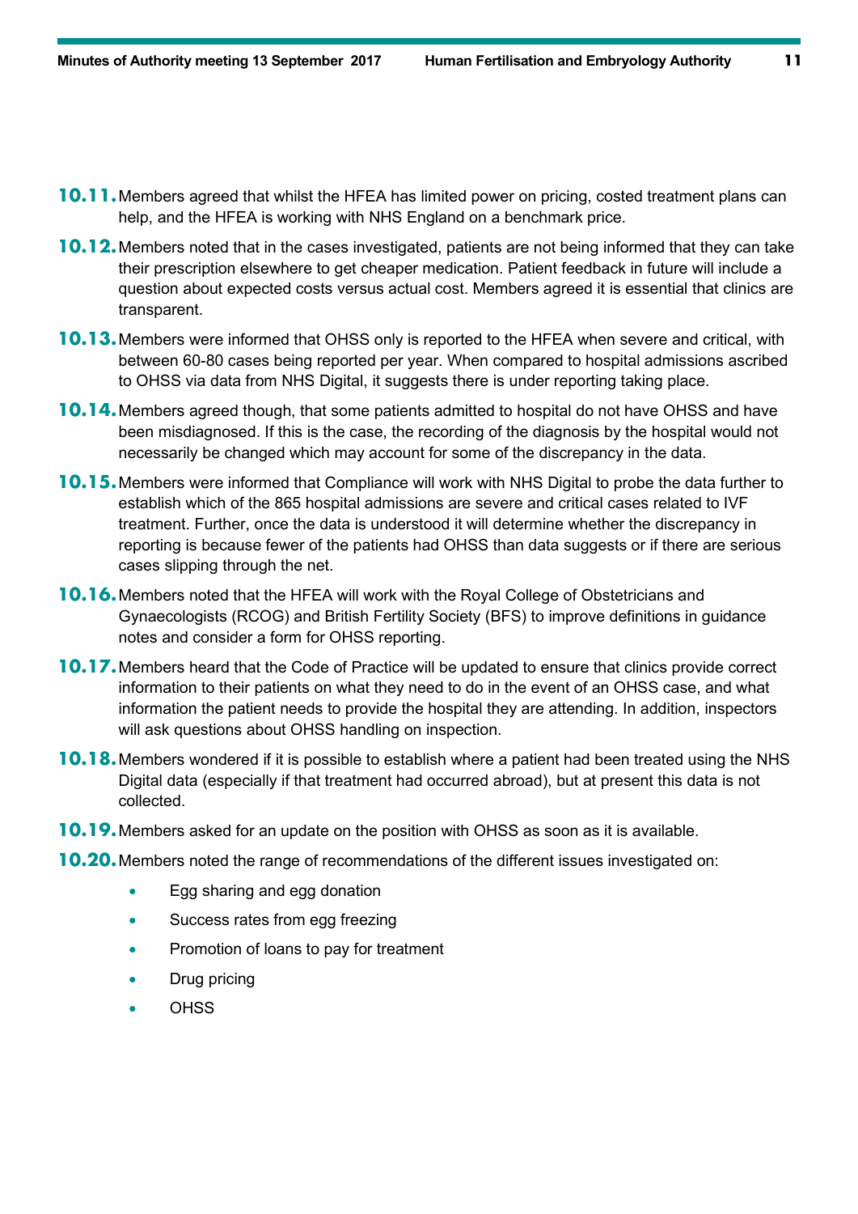**10.11.** Members agreed that whilst the HFEA has limited power on pricing, costed treatment plans can help, and the HFEA is working with NHS England on a benchmark price.

**10.12.** Members noted that in the cases investigated, patients are not being informed that they can take their prescription elsewhere to get cheaper medication. Patient feedback in future will include a question about expected costs versus actual cost. Members agreed it is essential that clinics are transparent.

**10.13.** Members were informed that OHSS only is reported to the HFEA when severe and critical, with between 60-80 cases being reported per year. When compared to hospital admissions ascribed to OHSS via data from NHS Digital, it suggests there is under reporting taking place.

**10.14.** Members agreed though, that some patients admitted to hospital do not have OHSS and have been misdiagnosed. If this is the case, the recording of the diagnosis by the hospital would not necessarily be changed which may account for some of the discrepancy in the data.

**10.15.** Members were informed that Compliance will work with NHS Digital to probe the data further to establish which of the 865 hospital admissions are severe and critical cases related to IVF treatment. Further, once the data is understood it will determine whether the discrepancy in reporting is because fewer of the patients had OHSS than data suggests or if there are serious cases slipping through the net.

**10.16.** Members noted that the HFEA will work with the Royal College of Obstetricians and Gynaecologists (RCOG) and British Fertility Society (BFS) to improve definitions in guidance notes and consider a form for OHSS reporting.

**10.17.** Members heard that the Code of Practice will be updated to ensure that clinics provide correct information to their patients on what they need to do in the event of an OHSS case, and what information the patient needs to provide the hospital they are attending. In addition, inspectors will ask questions about OHSS handling on inspection.

**10.18.** Members wondered if it is possible to establish where a patient had been treated using the NHS Digital data (especially if that treatment had occurred abroad), but at present this data is not collected.

**10.19.** Members asked for an update on the position with OHSS as soon as it is available.

**10.20.** Members noted the range of recommendations of the different issues investigated on:

- Egg sharing and egg donation
- Success rates from egg freezing
- Promotion of loans to pay for treatment
- Drug pricing
- OHSS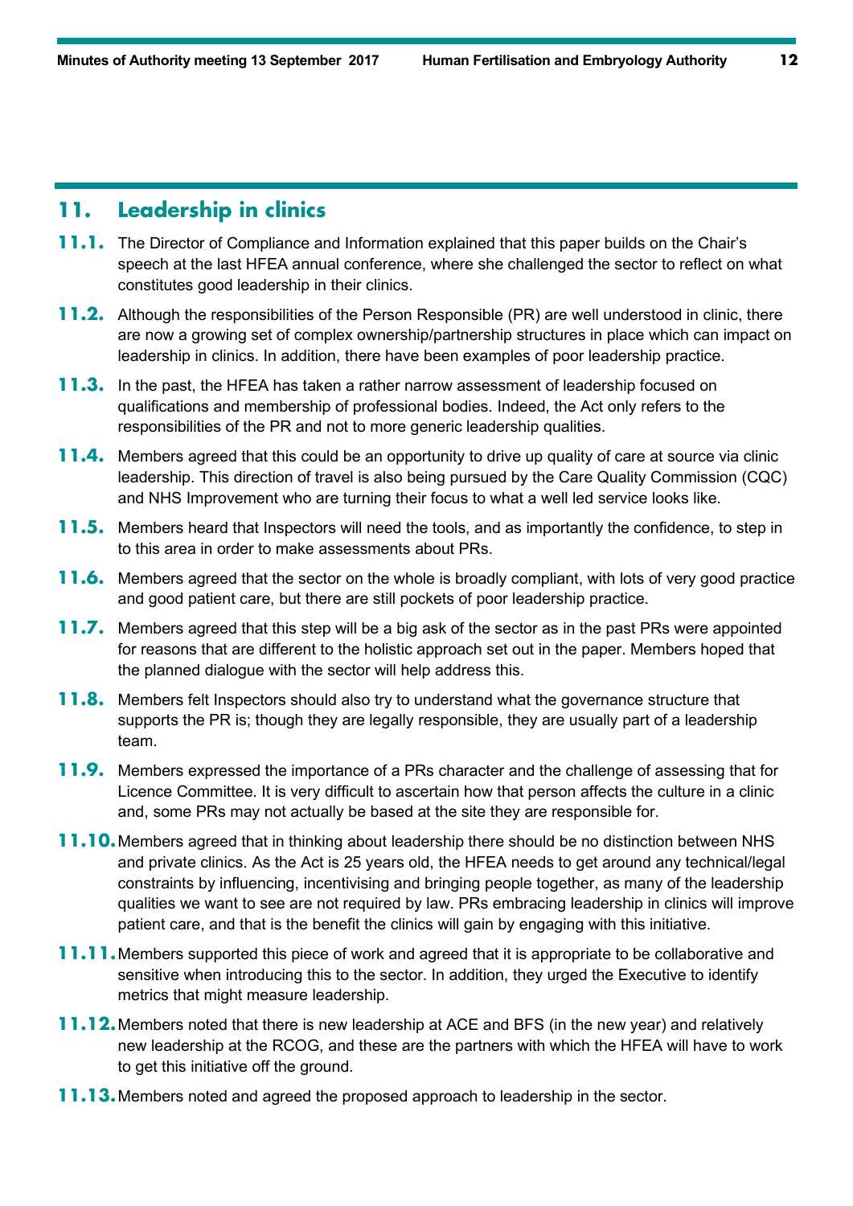## 11. Leadership in clinics

**11.1.** The Director of Compliance and Information explained that this paper builds on the Chair's speech at the last HFEA annual conference, where she challenged the sector to reflect on what constitutes good leadership in their clinics.

**11.2.** Although the responsibilities of the Person Responsible (PR) are well understood in clinic, there are now a growing set of complex ownership/partnership structures in place which can impact on leadership in clinics. In addition, there have been examples of poor leadership practice.

**11.3.** In the past, the HFEA has taken a rather narrow assessment of leadership focused on qualifications and membership of professional bodies. Indeed, the Act only refers to the responsibilities of the PR and not to more generic leadership qualities.

**11.4.** Members agreed that this could be an opportunity to drive up quality of care at source via clinic leadership. This direction of travel is also being pursued by the Care Quality Commission (CQC) and NHS Improvement who are turning their focus to what a well led service looks like.

**11.5.** Members heard that Inspectors will need the tools, and as importantly the confidence, to step in to this area in order to make assessments about PRs.

**11.6.** Members agreed that the sector on the whole is broadly compliant, with lots of very good practice and good patient care, but there are still pockets of poor leadership practice.

**11.7.** Members agreed that this step will be a big ask of the sector as in the past PRs were appointed for reasons that are different to the holistic approach set out in the paper. Members hoped that the planned dialogue with the sector will help address this.

**11.8.** Members felt Inspectors should also try to understand what the governance structure that supports the PR is; though they are legally responsible, they are usually part of a leadership team.

**11.9.** Members expressed the importance of a PRs character and the challenge of assessing that for Licence Committee. It is very difficult to ascertain how that person affects the culture in a clinic and, some PRs may not actually be based at the site they are responsible for.

**11.10.** Members agreed that in thinking about leadership there should be no distinction between NHS and private clinics. As the Act is 25 years old, the HFEA needs to get around any technical/legal constraints by influencing, incentivising and bringing people together, as many of the leadership qualities we want to see are not required by law. PRs embracing leadership in clinics will improve patient care, and that is the benefit the clinics will gain by engaging with this initiative.

**11.11.** Members supported this piece of work and agreed that it is appropriate to be collaborative and sensitive when introducing this to the sector. In addition, they urged the Executive to identify metrics that might measure leadership.

**11.12.** Members noted that there is new leadership at ACE and BFS (in the new year) and relatively new leadership at the RCOG, and these are the partners with which the HFEA will have to work to get this initiative off the ground.

**11.13.** Members noted and agreed the proposed approach to leadership in the sector.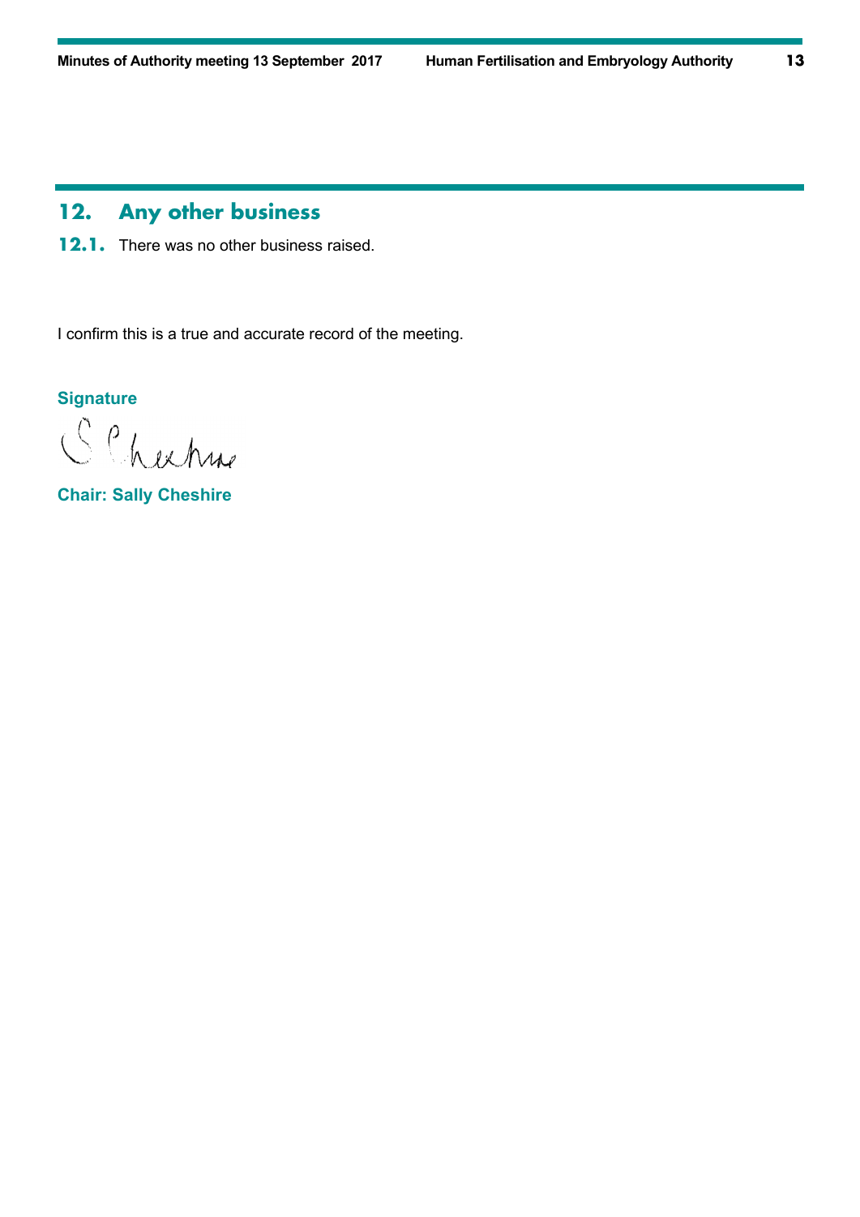## 12. Any other business

**12.1.** There was no other business raised.

I confirm this is a true and accurate record of the meeting.

**Signature**

S Cheshire

**Chair: Sally Cheshire**